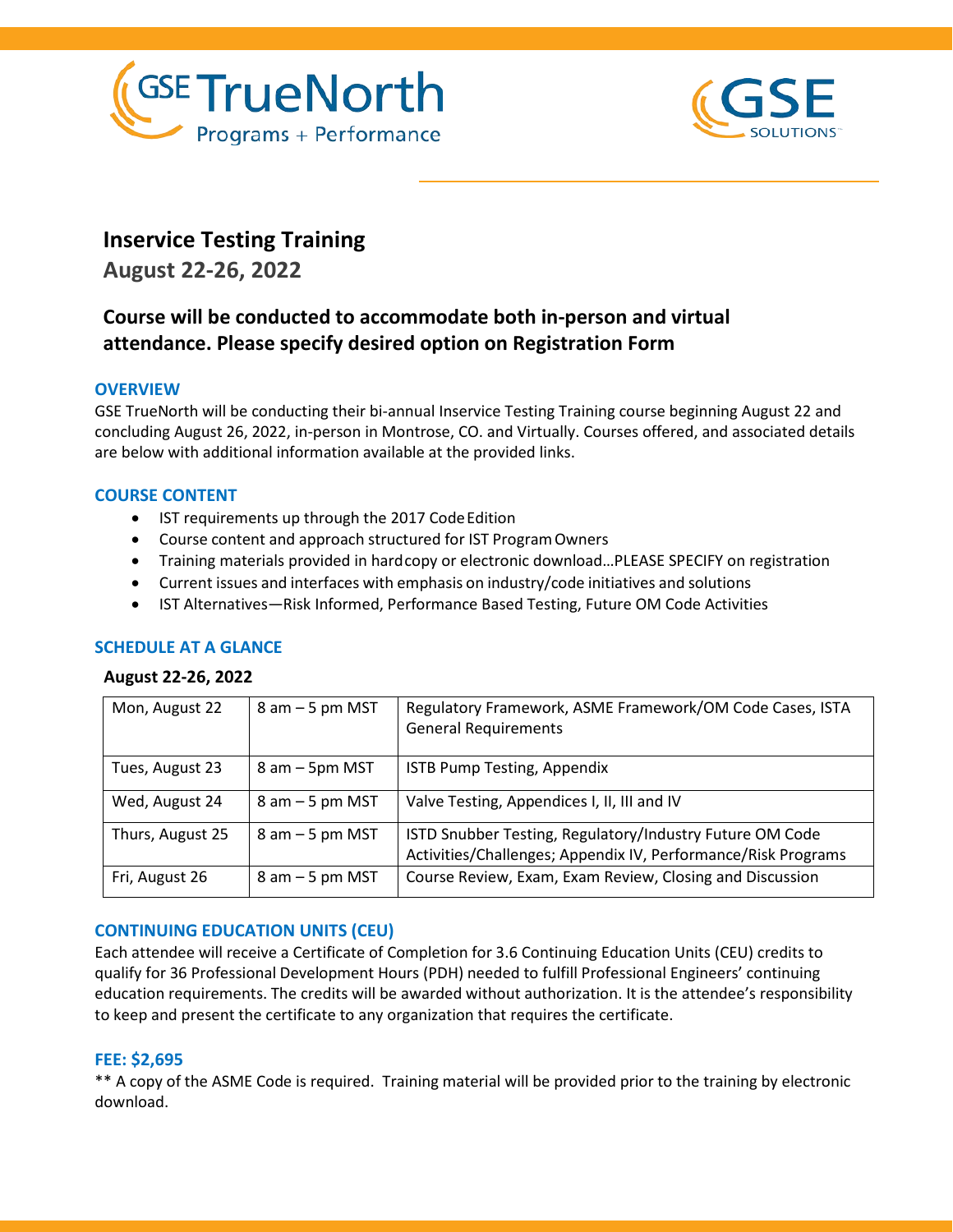# Inservice Testing Training

## August 22-26, 2022

## Course will be conducted to accommodate both in-person and virtual attendance. Please specify desired option on Registration Form

### OVERVIEW

GSE TrueNorth will be conducting their bi-annual Inservice Testing Training course beginning August 22 and concluding August 26, 2022, in-person in Montrose, CO. and Virtually. Courses offered, and associated details are below with additional information available at the provided links.

### COURSE CONTENT

- IST requirements up through the 2017 Code Edition
- Course content and approach structured for IST Program Owners
- Training materials provided in hardcopy or electronic download…PLEASE SPECIFY on registration
- Current issues and interfaces with emphasis on industry/code initiatives and solutions
- IST Alternatives—Risk Informed, Performance Based Testing, Future OM Code Activities

### SCHEDULE AT A GLANCE

**August 22-26, 2022**

| | | |
|---|---|---|
| Mon, August 22 | 8 am – 5 pm MST | Regulatory Framework, ASME Framework/OM Code Cases, ISTA General Requirements |
| Tues, August 23 | 8 am – 5pm MST | ISTB Pump Testing, Appendix |
| Wed, August 24 | 8 am – 5 pm MST | Valve Testing, Appendices I, II, III and IV |
| Thurs, August 25 | 8 am – 5 pm MST | ISTD Snubber Testing, Regulatory/Industry Future OM Code Activities/Challenges; Appendix IV, Performance/Risk Programs |
| Fri, August 26 | 8 am – 5 pm MST | Course Review, Exam, Exam Review, Closing and Discussion |

### CONTINUING EDUCATION UNITS (CEU)

Each attendee will receive a Certificate of Completion for 3.6 Continuing Education Units (CEU) credits to qualify for 36 Professional Development Hours (PDH) needed to fulfill Professional Engineers' continuing education requirements. The credits will be awarded without authorization. It is the attendee's responsibility to keep and present the certificate to any organization that requires the certificate.

### FEE: $2,695

** A copy of the ASME Code is required. Training material will be provided prior to the training by electronic download.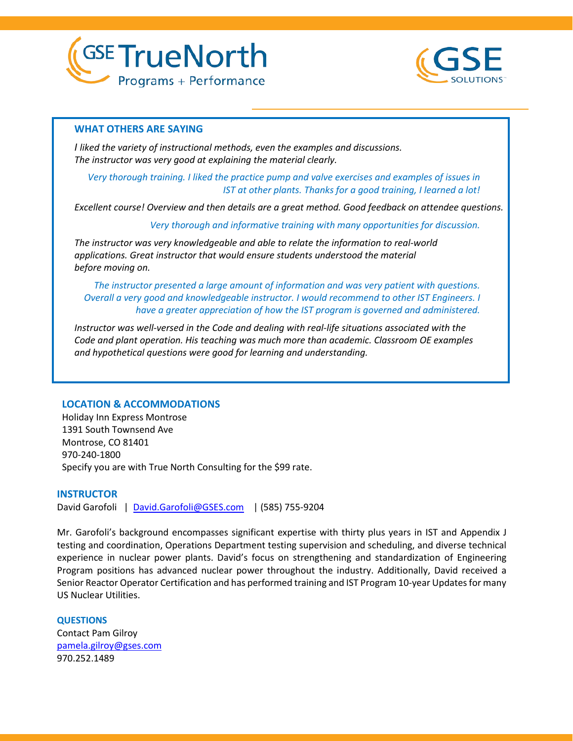## WHAT OTHERS ARE SAYING

*I liked the variety of instructional methods, even the examples and discussions. The instructor was very good at explaining the material clearly.*

*Very thorough training. I liked the practice pump and valve exercises and examples of issues in IST at other plants. Thanks for a good training, I learned a lot!*

*Excellent course! Overview and then details are a great method. Good feedback on attendee questions.*

*Very thorough and informative training with many opportunities for discussion.*

*The instructor was very knowledgeable and able to relate the information to real-world applications. Great instructor that would ensure students understood the material before moving on.*

*The instructor presented a large amount of information and was very patient with questions. Overall a very good and knowledgeable instructor. I would recommend to other IST Engineers. I have a greater appreciation of how the IST program is governed and administered.*

*Instructor was well-versed in the Code and dealing with real-life situations associated with the Code and plant operation. His teaching was much more than academic. Classroom OE examples and hypothetical questions were good for learning and understanding.*

## LOCATION & ACCOMMODATIONS

Holiday Inn Express Montrose
1391 South Townsend Ave
Montrose, CO 81401
970-240-1800
Specify you are with True North Consulting for the $99 rate.

## INSTRUCTOR

David Garofoli | David.Garofoli@GSES.com | (585) 755-9204

Mr. Garofoli's background encompasses significant expertise with thirty plus years in IST and Appendix J testing and coordination, Operations Department testing supervision and scheduling, and diverse technical experience in nuclear power plants. David's focus on strengthening and standardization of Engineering Program positions has advanced nuclear power throughout the industry. Additionally, David received a Senior Reactor Operator Certification and has performed training and IST Program 10-year Updates for many US Nuclear Utilities.

## QUESTIONS

Contact Pam Gilroy
pamela.gilroy@gses.com
970.252.1489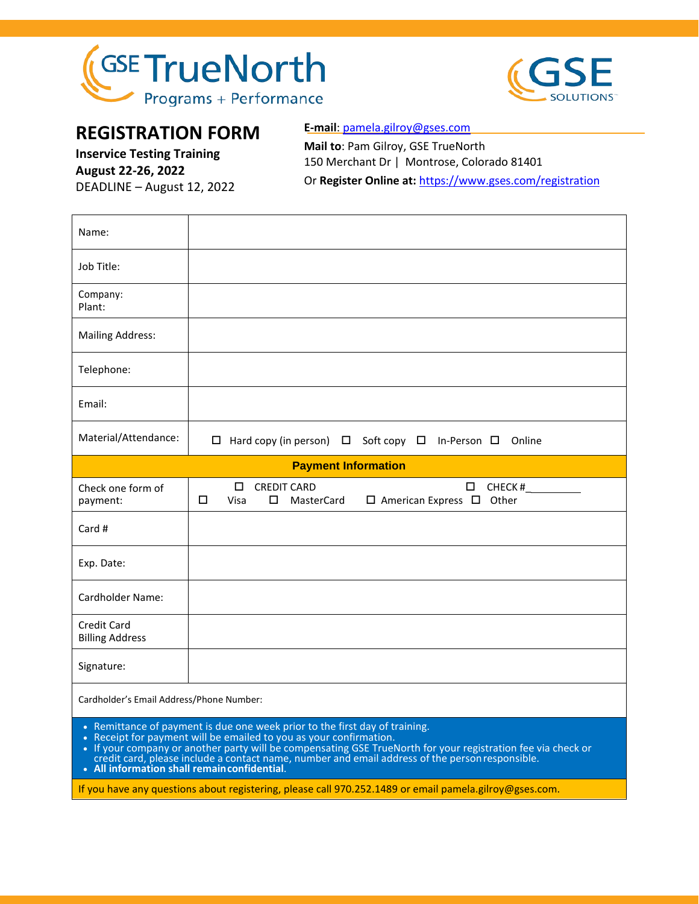GSE TrueNorth Programs + Performance

GSE SOLUTIONS

# REGISTRATION FORM

**Inservice Testing Training**
**August 22-26, 2022**
DEADLINE – August 12, 2022

**E-mail**: pamela.gilroy@gses.com

**Mail to**: Pam Gilroy, GSE TrueNorth
150 Merchant Dr | Montrose, Colorado 81401

Or **Register Online at:** https://www.gses.com/registration

| | |
|---|---|
| Name: | |
| Job Title: | |
| Company: Plant: | |
| Mailing Address: | |
| Telephone: | |
| Email: | |
| Material/Attendance: | ☐ Hard copy (in person) ☐ Soft copy ☐ In-Person ☐ Online |
| **Payment Information** | |
| Check one form of payment: | ☐ CREDIT CARD ☐ Visa ☐ MasterCard ☐ American Express ☐ CHECK #\_\_\_\_\_\_\_\_\_\_ ☐ Other |
| Card # | |
| Exp. Date: | |
| Cardholder Name: | |
| Credit Card Billing Address | |
| Signature: | |
| Cardholder's Email Address/Phone Number: | |

- Remittance of payment is due one week prior to the first day of training.
- Receipt for payment will be emailed to you as your confirmation.
- If your company or another party will be compensating GSE TrueNorth for your registration fee via check or credit card, please include a contact name, number and email address of the person responsible.
- **All information shall remain confidential**.

If you have any questions about registering, please call 970.252.1489 or email pamela.gilroy@gses.com.